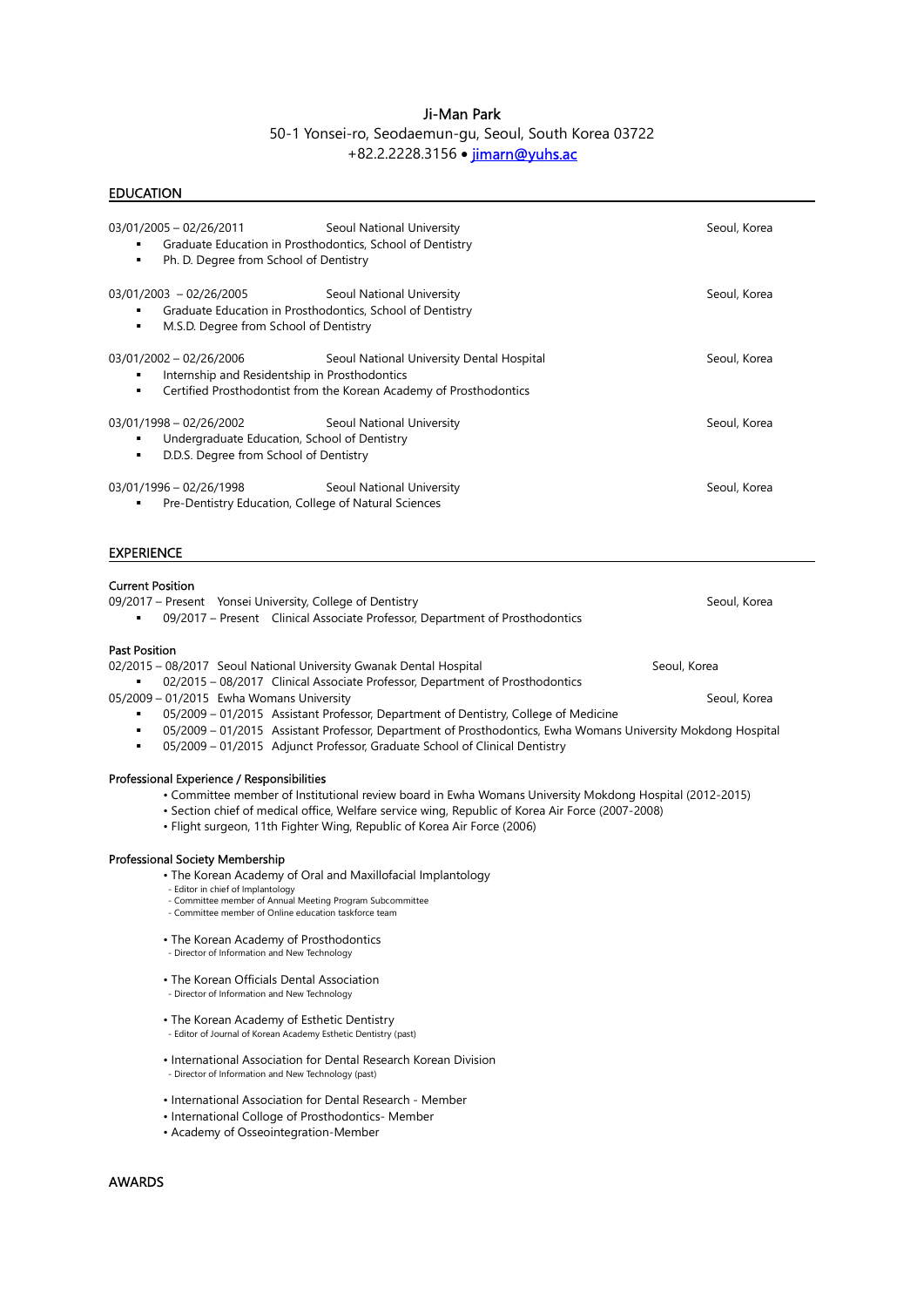# Ji-Man Park

50-1 Yonsei-ro, Seodaemun-gu, Seoul, South Korea 03722

+82.2.2228.3156 • jimarn@yuhs.ac

## EDUCATION

03/01/2005 – 02/26/2011 Seoul National University — Seoul, Korea
- Graduate Education in Prosthodontics, School of Dentistry
- Ph. D. Degree from School of Dentistry

03/01/2003 – 02/26/2005 Seoul National University — Seoul, Korea
- Graduate Education in Prosthodontics, School of Dentistry
- M.S.D. Degree from School of Dentistry

03/01/2002 – 02/26/2006 Seoul National University Dental Hospital — Seoul, Korea
- Internship and Residentship in Prosthodontics
- Certified Prosthodontist from the Korean Academy of Prosthodontics

03/01/1998 – 02/26/2002 Seoul National University — Seoul, Korea
- Undergraduate Education, School of Dentistry
- D.D.S. Degree from School of Dentistry

03/01/1996 – 02/26/1998 Seoul National University — Seoul, Korea
- Pre-Dentistry Education, College of Natural Sciences

## EXPERIENCE

### Current Position

09/2017 – Present Yonsei University, College of Dentistry — Seoul, Korea
- 09/2017 – Present Clinical Associate Professor, Department of Prosthodontics

### Past Position

02/2015 – 08/2017 Seoul National University Gwanak Dental Hospital — Seoul, Korea
- 02/2015 – 08/2017 Clinical Associate Professor, Department of Prosthodontics

05/2009 – 01/2015 Ewha Womans University — Seoul, Korea
- 05/2009 – 01/2015 Assistant Professor, Department of Dentistry, College of Medicine
- 05/2009 – 01/2015 Assistant Professor, Department of Prosthodontics, Ewha Womans University Mokdong Hospital
- 05/2009 – 01/2015 Adjunct Professor, Graduate School of Clinical Dentistry

### Professional Experience / Responsibilities

- Committee member of Institutional review board in Ewha Womans University Mokdong Hospital (2012-2015)
- Section chief of medical office, Welfare service wing, Republic of Korea Air Force (2007-2008)
- Flight surgeon, 11th Fighter Wing, Republic of Korea Air Force (2006)

### Professional Society Membership

- The Korean Academy of Oral and Maxillofacial Implantology
  - Editor in chief of Implantology
  - Committee member of Annual Meeting Program Subcommittee
  - Committee member of Online education taskforce team
- The Korean Academy of Prosthodontics
  - Director of Information and New Technology
- The Korean Officials Dental Association
  - Director of Information and New Technology
- The Korean Academy of Esthetic Dentistry
  - Editor of Journal of Korean Academy Esthetic Dentistry (past)
- International Association for Dental Research Korean Division
  - Director of Information and New Technology (past)
- International Association for Dental Research - Member
- International College of Prosthodontics- Member
- Academy of Osseointegration-Member

## AWARDS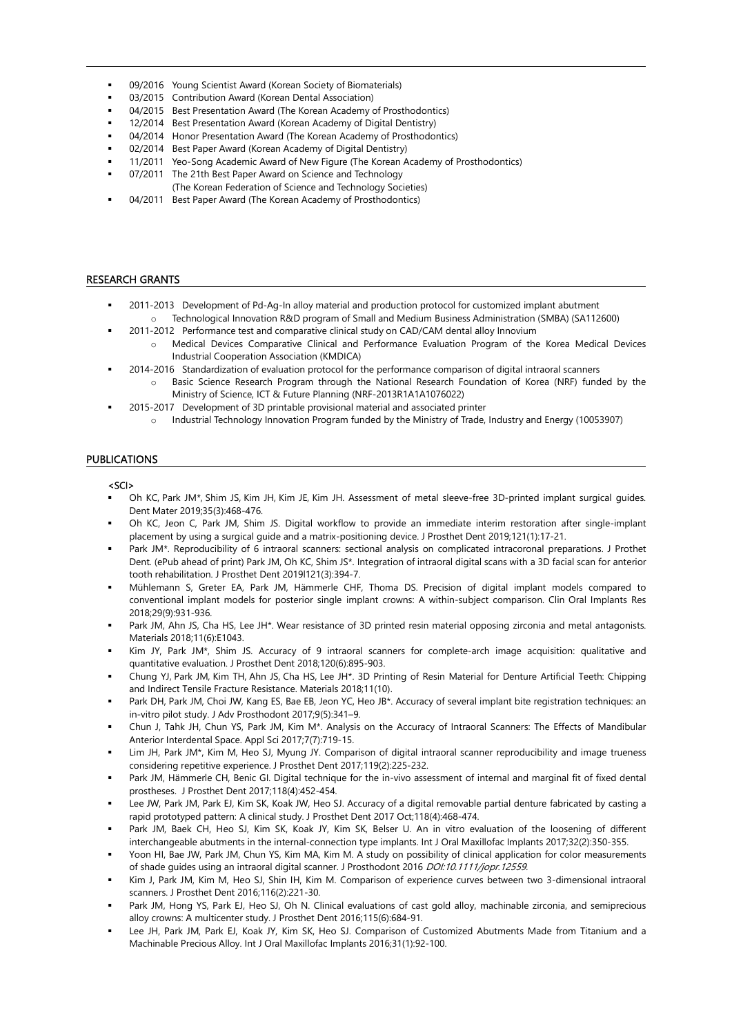- 09/2016 Young Scientist Award (Korean Society of Biomaterials)
- 03/2015 Contribution Award (Korean Dental Association)
- 04/2015 Best Presentation Award (The Korean Academy of Prosthodontics)
- 12/2014 Best Presentation Award (Korean Academy of Digital Dentistry)
- 04/2014 Honor Presentation Award (The Korean Academy of Prosthodontics)
- 02/2014 Best Paper Award (Korean Academy of Digital Dentistry)
- 11/2011 Yeo-Song Academic Award of New Figure (The Korean Academy of Prosthodontics)
- 07/2011 The 21th Best Paper Award on Science and Technology
  (The Korean Federation of Science and Technology Societies)
- 04/2011 Best Paper Award (The Korean Academy of Prosthodontics)

## RESEARCH GRANTS

- 2011-2013 Development of Pd-Ag-In alloy material and production protocol for customized implant abutment
  - Technological Innovation R&D program of Small and Medium Business Administration (SMBA) (SA112600)
- 2011-2012 Performance test and comparative clinical study on CAD/CAM dental alloy Innovium
  - Medical Devices Comparative Clinical and Performance Evaluation Program of the Korea Medical Devices Industrial Cooperation Association (KMDICA)
- 2014-2016 Standardization of evaluation protocol for the performance comparison of digital intraoral scanners
  - Basic Science Research Program through the National Research Foundation of Korea (NRF) funded by the Ministry of Science, ICT & Future Planning (NRF-2013R1A1A1076022)
- 2015-2017 Development of 3D printable provisional material and associated printer
  - Industrial Technology Innovation Program funded by the Ministry of Trade, Industry and Energy (10053907)

## PUBLICATIONS

<SCI>

- Oh KC, Park JM*, Shim JS, Kim JH, Kim JE, Kim JH. Assessment of metal sleeve-free 3D-printed implant surgical guides. Dent Mater 2019;35(3):468-476.
- Oh KC, Jeon C, Park JM, Shim JS. Digital workflow to provide an immediate interim restoration after single-implant placement by using a surgical guide and a matrix-positioning device. J Prosthet Dent 2019;121(1):17-21.
- Park JM*. Reproducibility of 6 intraoral scanners: sectional analysis on complicated intracoronal preparations. J Prothet Dent. (ePub ahead of print) Park JM, Oh KC, Shim JS*. Integration of intraoral digital scans with a 3D facial scan for anterior tooth rehabilitation. J Prosthet Dent 2019l121(3):394-7.
- Mühlemann S, Greter EA, Park JM, Hämmerle CHF, Thoma DS. Precision of digital implant models compared to conventional implant models for posterior single implant crowns: A within-subject comparison. Clin Oral Implants Res 2018;29(9):931-936.
- Park JM, Ahn JS, Cha HS, Lee JH*. Wear resistance of 3D printed resin material opposing zirconia and metal antagonists. Materials 2018;11(6):E1043.
- Kim JY, Park JM*, Shim JS. Accuracy of 9 intraoral scanners for complete-arch image acquisition: qualitative and quantitative evaluation. J Prosthet Dent 2018;120(6):895-903.
- Chung YJ, Park JM, Kim TH, Ahn JS, Cha HS, Lee JH*. 3D Printing of Resin Material for Denture Artificial Teeth: Chipping and Indirect Tensile Fracture Resistance. Materials 2018;11(10).
- Park DH, Park JM, Choi JW, Kang ES, Bae EB, Jeon YC, Heo JB*. Accuracy of several implant bite registration techniques: an in-vitro pilot study. J Adv Prosthodont 2017;9(5):341–9.
- Chun J, Tahk JH, Chun YS, Park JM, Kim M*. Analysis on the Accuracy of Intraoral Scanners: The Effects of Mandibular Anterior Interdental Space. Appl Sci 2017;7(7):719-15.
- Lim JH, Park JM*, Kim M, Heo SJ, Myung JY. Comparison of digital intraoral scanner reproducibility and image trueness considering repetitive experience. J Prosthet Dent 2017;119(2):225-232.
- Park JM, Hämmerle CH, Benic GI. Digital technique for the in-vivo assessment of internal and marginal fit of fixed dental prostheses. J Prosthet Dent 2017;118(4):452-454.
- Lee JW, Park JM, Park EJ, Kim SK, Koak JW, Heo SJ. Accuracy of a digital removable partial denture fabricated by casting a rapid prototyped pattern: A clinical study. J Prosthet Dent 2017 Oct;118(4):468-474.
- Park JM, Baek CH, Heo SJ, Kim SK, Koak JY, Kim SK, Belser U. An in vitro evaluation of the loosening of different interchangeable abutments in the internal-connection type implants. Int J Oral Maxillofac Implants 2017;32(2):350-355.
- Yoon HI, Bae JW, Park JM, Chun YS, Kim MA, Kim M. A study on possibility of clinical application for color measurements of shade guides using an intraoral digital scanner. J Prosthodont 2016 *DOI:10.1111/jopr.12559*.
- Kim J, Park JM, Kim M, Heo SJ, Shin IH, Kim M. Comparison of experience curves between two 3-dimensional intraoral scanners. J Prosthet Dent 2016;116(2):221-30.
- Park JM, Hong YS, Park EJ, Heo SJ, Oh N. Clinical evaluations of cast gold alloy, machinable zirconia, and semiprecious alloy crowns: A multicenter study. J Prosthet Dent 2016;115(6):684-91.
- Lee JH, Park JM, Park EJ, Koak JY, Kim SK, Heo SJ. Comparison of Customized Abutments Made from Titanium and a Machinable Precious Alloy. Int J Oral Maxillofac Implants 2016;31(1):92-100.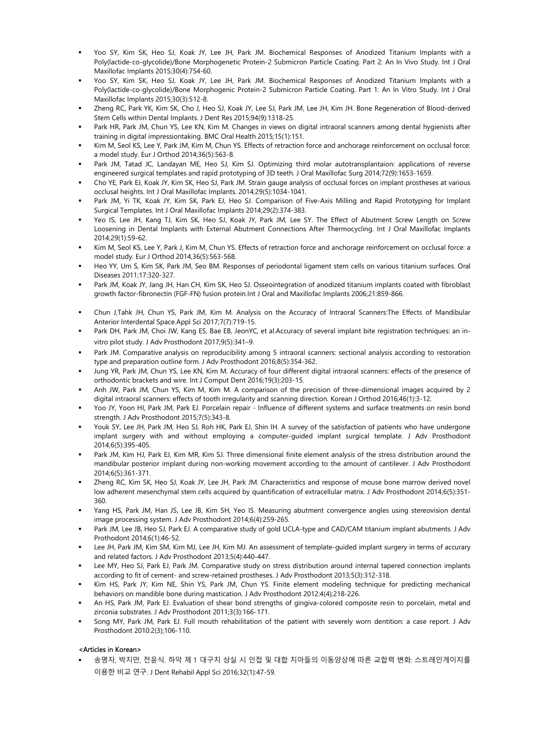- Yoo SY, Kim SK, Heo SJ, Koak JY, Lee JH, Park JM. Biochemical Responses of Anodized Titanium Implants with a Poly(lactide-co-glycolide)/Bone Morphogenetic Protein-2 Submicron Particle Coating. Part 2: An In Vivo Study. Int J Oral Maxillofac Implants 2015;30(4):754-60.
- Yoo SY, Kim SK, Heo SJ, Koak JY, Lee JH, Park JM. Biochemical Responses of Anodized Titanium Implants with a Poly(lactide-co-glycolide)/Bone Morphogenic Protein-2 Submicron Particle Coating. Part 1: An In Vitro Study. Int J Oral Maxillofac Implants 2015;30(3):512-8.
- Zheng RC, Park YK, Kim SK, Cho J, Heo SJ, Koak JY, Lee SJ, Park JM, Lee JH, Kim JH. Bone Regeneration of Blood-derived Stem Cells within Dental Implants. J Dent Res 2015;94(9):1318-25.
- Park HR, Park JM, Chun YS, Lee KN, Kim M. Changes in views on digital intraoral scanners among dental hygienists after training in digital impressiontaking. BMC Oral Health 2015;15(1):151.
- Kim M, Seol KS, Lee Y, Park JM, Kim M, Chun YS. Effects of retraction force and anchorage reinforcement on occlusal force: a model study. Eur J Orthod 2014;36(5):563-8.
- Park JM, Tatad JC, Landayan ME, Heo SJ, Kim SJ. Optimizing third molar autotransplantaion: applications of reverse engineered surgical templates and rapid prototyping of 3D teeth. J Oral Maxillofac Surg 2014;72(9):1653-1659.
- Cho YE, Park EJ, Koak JY, Kim SK, Heo SJ, Park JM. Strain gauge analysis of occlusal forces on implant prostheses at various occlusal heights. Int J Oral Maxillofac Implants. 2014;29(5):1034-1041.
- Park JM, Yi TK, Koak JY, Kim SK, Park EJ, Heo SJ. Comparison of Five-Axis Milling and Rapid Prototyping for Implant Surgical Templates. Int J Oral Maxillofac Implants 2014;29(2):374-383.
- Yeo IS, Lee JH, Kang TJ, Kim SK, Heo SJ, Koak JY, Park JM, Lee SY. The Effect of Abutment Screw Length on Screw Loosening in Dental Implants with External Abutment Connections After Thermocycling. Int J Oral Maxillofac Implants 2014;29(1):59-62.
- Kim M, Seol KS, Lee Y, Park J, Kim M, Chun YS. Effects of retraction force and anchorage reinforcement on occlusal force: a model study. Eur J Orthod 2014,36(5):563-568.
- Heo YY, Um S, Kim SK, Park JM, Seo BM. Responses of periodontal ligament stem cells on various titanium surfaces. Oral Diseases 2011;17:320-327.
- Park JM, Koak JY, Jang JH, Han CH, Kim SK, Heo SJ. Osseointegration of anodized titanium implants coated with fibroblast growth factor-fibronectin (FGF-FN) fusion protein.Int J Oral and Maxillofac Implants 2006;21:859-866.
- Chun J,Tahk JH, Chun YS, Park JM, Kim M. Analysis on the Accuracy of Intraoral Scanners:The Effects of Mandibular Anterior Interdental Space.Appl Sci 2017;7(7):719-15.
- Park DH, Park JM, Choi JW, Kang ES, Bae EB, JeonYC, et al.Accuracy of several implant bite registration techniques: an in-vitro pilot study. J Adv Prosthodont 2017;9(5):341–9.
- Park JM. Comparative analysis on reproducibility among 5 intraoral scanners: sectional analysis according to restoration type and preparation outline form. J Adv Prosthodont 2016;8(5):354-362.
- Jung YR, Park JM, Chun YS, Lee KN, Kim M. Accuracy of four different digital intraoral scanners: effects of the presence of orthodontic brackets and wire. Int J Comput Dent 2016;19(3):203-15.
- Anh JW, Park JM, Chun YS, Kim M, Kim M. A comparison of the precision of three-dimensional images acquired by 2 digital intraoral scanners: effects of tooth irregularity and scanning direction. Korean J Orthod 2016;46(1):3-12.
- Yoo JY, Yoon HI, Park JM, Park EJ. Porcelain repair - Influence of different systems and surface treatments on resin bond strength. J Adv Prosthodont 2015;7(5):343-8.
- Youk SY, Lee JH, Park JM, Heo SJ, Roh HK, Park EJ, Shin IH. A survey of the satisfaction of patients who have undergone implant surgery with and without employing a computer-guided implant surgical template. J Adv Prosthodont 2014;6(5):395-405.
- Park JM, Kim HJ, Park EJ, Kim MR, Kim SJ. Three dimensional finite element analysis of the stress distribution around the mandibular posterior implant during non-working movement according to the amount of cantilever. J Adv Prosthodont 2014;6(5):361-371.
- Zheng RC, Kim SK, Heo SJ, Koak JY, Lee JH, Park JM. Characteristics and response of mouse bone marrow derived novel low adherent mesenchymal stem cells acquired by quantification of extracellular matrix. J Adv Prosthodont 2014;6(5):351-360.
- Yang HS, Park JM, Han JS, Lee JB, Kim SH, Yeo IS. Measuring abutment convergence angles using stereovision dental image processing system. J Adv Prosthodont 2014;6(4):259-265.
- Park JM, Lee JB, Heo SJ, Park EJ. A comparative study of gold UCLA-type and CAD/CAM titanium implant abutments. J Adv Prothodont 2014;6(1):46-52.
- Lee JH, Park JM, Kim SM, Kim MJ, Lee JH, Kim MJ. An assessment of template-guided implant surgery in terms of accurary and related factors. J Adv Prosthodont 2013;5(4):440-447.
- Lee MY, Heo SJ, Park EJ, Park JM. Comparative study on stress distribution around internal tapered connection implants according to fit of cement- and screw-retained prostheses. J Adv Prosthodont 2013;5(3):312-318.
- Kim HS, Park JY, Kim NE, Shin YS, Park JM, Chun YS. Finite element modeling technique for predicting mechanical behaviors on mandible bone during mastication. J Adv Prosthodont 2012:4(4);218-226.
- An HS, Park JM, Park EJ. Evaluation of shear bond strengths of gingiva-colored composite resin to porcelain, metal and zirconia substrates. J Adv Prosthodont 2011;3(3):166-171.
- Song MY, Park JM, Park EJ. Full mouth rehabilitation of the patient with severely worn dentition: a case report. J Adv Prosthodont 2010:2(3);106-110.

<Articles in Korean>

- 송명자, 박지만, 전윤식. 하악 제 1 대구치 상실 시 인접 및 대합 치아들의 이동양상에 따른 교합력 변화: 스트레인게이지를 이용한 비교 연구. J Dent Rehabil Appl Sci 2016;32(1):47-59.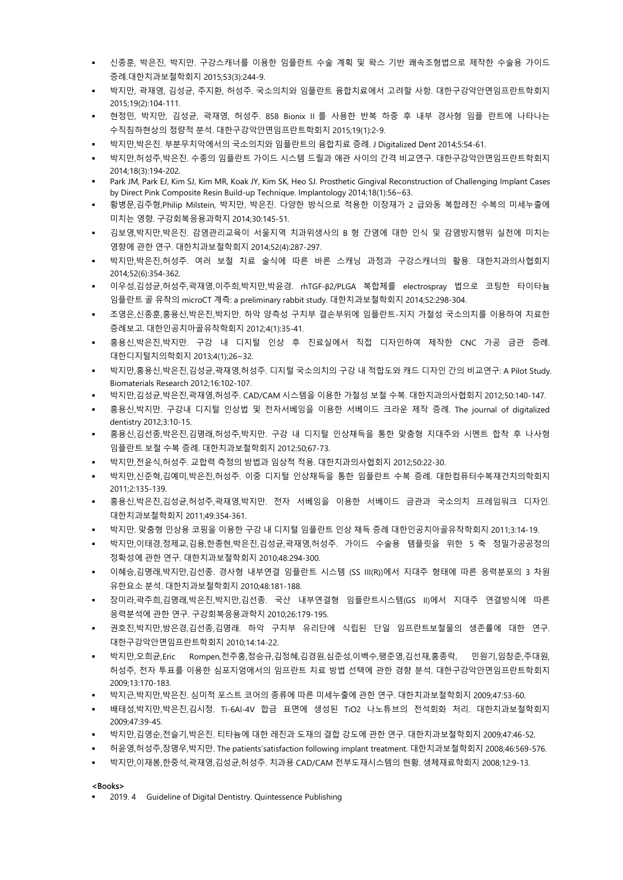- 신종훈, 박은진, 박지만. 구강스캐너를 이용한 임플란트 수술 계획 및 왁스 기반 쾌속조형법으로 제작한 수술용 가이드 증례.대한치과보철학회지 2015;53(3):244-9.
- 박지만, 곽재영, 김성균, 주지환, 허성주. 국소의치와 임플란트 융합치료에서 고려할 사항. 대한구강악안면임프란트학회지 2015;19(2):104-111.
- 현정민, 박지만, 김성균, 곽재영, 허성주. 858 Bionix II 를 사용한 반복 하중 후 내부 경사형 임플 란트에 나타나는 수직침하현상의 정량적 분석. 대한구강악안면임프란트학회지 2015;19(1):2-9.
- 박지만,박은진. 부분무치악에서의 국소의치와 임플란트의 융합치료 증례. J Digitalized Dent 2014;5:54-61.
- 박지만,허성주,박은진. 수종의 임플란트 가이드 시스템 드릴과 애관 사이의 간격 비교연구. 대한구강악안면임프란트학회지 2014;18(3):194-202.
- Park JM, Park EJ, Kim SJ, Kim MR, Koak JY, Kim SK, Heo SJ. Prosthetic Gingival Reconstruction of Challenging Implant Cases by Direct Pink Composite Resin Build-up Technique. Implantology 2014;18(1):56~63.
- 황병문,김주형,Philip Milstein, 박지만, 박은진. 다양한 방식으로 적용한 이장재가 2 급와동 복합레진 수복의 미세누출에 미치는 영향. 구강회복응용과학지 2014;30:145-51.
- 김보영,박지만,박은진. 감염관리교육이 서울지역 치과위생사의 B 형 간염에 대한 인식 및 감염방지행위 실천에 미치는 영향에 관한 연구. 대한치과보철학회지 2014;52(4):287-297.
- 박지만,박은진,허성주. 여러 보철 치료 술식에 따른 바른 스캐닝 과정과 구강스캐너의 활용. 대한치과의사협회지 2014;52(6):354-362.
- 이우성,김성균,허성주,곽재영,이주희,박지만,박윤경. rhTGF-β2/PLGA 복합체를 electrospray 법으로 코팅한 타이타늄 임플란트 골 유착의 microCT 계측: a preliminary rabbit study. 대한치과보철학회지 2014;52:298-304.
- 조영은,신종훈,홍용신,박은진,박지만. 하악 양측성 구치부 결손부위에 임플란트-지지 가철성 국소의치를 이용하여 치료한 증례보고. 대한인공치아골유착학회지 2012;4(1):35-41.
- 홍용신,박은진,박지만. 구강 내 디지털 인상 후 진료실에서 직접 디자인하여 제작한 CNC 가공 금관 증례. 대한디지털치의학회지 2013;4(1);26~32.
- 박지만,홍용신,박은진,김성균,곽재영,허성주. 디지털 국소의치의 구강 내 적합도와 캐드 디자인 간의 비교연구: A Pilot Study. Biomaterials Research 2012;16:102-107.
- 박지만,김성균,박은진,곽재영,허성주. CAD/CAM 시스템을 이용한 가철성 보철 수복. 대한치과의사협회지 2012;50:140-147.
- 홍용신,박지만. 구강내 디지털 인상법 및 전자서베잉을 이용한 서베이드 크라운 제작 증례. The journal of digitalized dentistry 2012;3:10-15.
- 홍용신,김선종,박은진,김명래,허성주,박지만. 구강 내 디지털 인상채득을 통한 맞춤형 지대주와 시멘트 합착 후 나사형 임플란트 보철 수복 증례. 대한치과보철학회지 2012:50;67-73.
- 박지만,전윤식,허성주. 교합력 측정의 방법과 임상적 적용. 대한치과의사협회지 2012;50:22-30.
- 박지만,신준혁,김예미,박은진,허성주. 이중 디지털 인상채득을 통한 임플란트 수복 증례. 대한컴퓨터수복재건치의학회지 2011;2:135-139.
- 홍용신,박은진,김성균,허성주,곽재영,박지만. 전자 서베잉을 이용한 서베이드 금관과 국소의치 프레임워크 디자인. 대한치과보철학회지 2011;49:354-361.
- 박지만. 맞춤형 인상용 코핑을 이용한 구강 내 디지털 임플란트 인상 채득 증례 대한인공치아골유착학회지 2011;3:14-19.
- 박지만,이태경,정제교,김용,한종현,박은진,김성균,곽재영,허성주. 가이드 수술용 템플릿을 위한 5 축 정밀가공공정의 정확성에 관한 연구. 대한치과보철학회지 2010;48:294-300.
- 이혜승,김명래,박지만,김선종. 경사형 내부연결 임플란트 시스템 (SS III(R))에서 지대주 형태에 따른 응력분포의 3 차원 유한요소 분석. 대한치과보철학회지 2010;48:181-188.
- 장미라,곽주희,김명래,박은진,박지만,김선종. 국산 내부연결형 임플란트시스템(GS II)에서 지대주 연결방식에 따른 응력분석에 관한 연구. 구강회복응용과학지 2010;26:179-195.
- 권호진,박지만,방은경,김선종,김명래. 하악 구치부 유리단에 식립된 단일 임프란트보철물의 생존률에 대한 연구. 대한구강악안면임프란트학회지 2010;14:14-22.
- 박지만,오희균,Eric Rompen,전주홍,정승규,김정혜,김경원,심준성,이백수,팽준영,김선재,홍종락, 민원기,임창준,주대원, 허성주, 전자 투표를 이용한 심포지엄에서의 임프란트 치료 방법 선택에 관한 경향 분석. 대한구강악안면임프란트학회지 2009;13:170-183.
- 박지근,박지만,박은진. 심미적 포스트 코어의 종류에 따른 미세누출에 관한 연구. 대한치과보철학회지 2009;47:53-60.
- 배태성,박지만,박은진,김시정. Ti-6Al-4V 합금 표면에 생성된 $TiO_2$ 나노튜브의 전석회화 처리. 대한치과보철학회지 2009;47:39-45.
- 박지만,김영순,전슬기,박은진. 티타늄에 대한 레진과 도재의 결합 강도에 관한 연구. 대한치과보철학회지 2009;47:46-52.
- 허윤영,허성주,장명우,박지만. The patients'satisfaction following implant treatment. 대한치과보철학회지 2008;46:569-576.
- 박지만,이재봉,한중석,곽재영,김성균,허성주. 치과용 CAD/CAM 전부도재시스템의 현황. 생체재료학회지 2008;12:9-13.

**<Books>**

- 2019. 4 Guideline of Digital Dentistry. Quintessence Publishing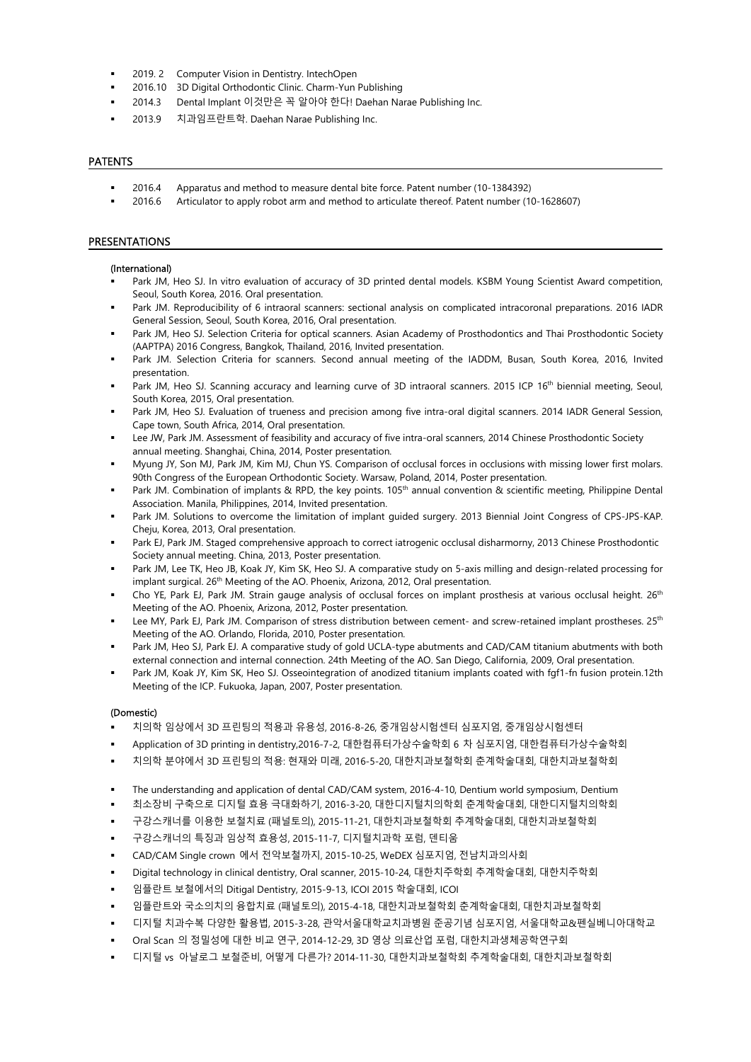- 2019. 2 Computer Vision in Dentistry. IntechOpen
- 2016.10 3D Digital Orthodontic Clinic. Charm-Yun Publishing
- 2014.3 Dental Implant 이것만은 꼭 알아야 한다! Daehan Narae Publishing Inc.
- 2013.9 치과임프란트학. Daehan Narae Publishing Inc.

## PATENTS

- 2016.4 Apparatus and method to measure dental bite force. Patent number (10-1384392)
- 2016.6 Articulator to apply robot arm and method to articulate thereof. Patent number (10-1628607)

## PRESENTATIONS

**(International)**

- Park JM, Heo SJ. In vitro evaluation of accuracy of 3D printed dental models. KSBM Young Scientist Award competition, Seoul, South Korea, 2016. Oral presentation.
- Park JM. Reproducibility of 6 intraoral scanners: sectional analysis on complicated intracoronal preparations. 2016 IADR General Session, Seoul, South Korea, 2016, Oral presentation.
- Park JM, Heo SJ. Selection Criteria for optical scanners. Asian Academy of Prosthodontics and Thai Prosthodontic Society (AAPTPA) 2016 Congress, Bangkok, Thailand, 2016, Invited presentation.
- Park JM. Selection Criteria for scanners. Second annual meeting of the IADDM, Busan, South Korea, 2016, Invited presentation.
- Park JM, Heo SJ. Scanning accuracy and learning curve of 3D intraoral scanners. 2015 ICP 16th biennial meeting, Seoul, South Korea, 2015, Oral presentation.
- Park JM, Heo SJ. Evaluation of trueness and precision among five intra-oral digital scanners. 2014 IADR General Session, Cape town, South Africa, 2014, Oral presentation.
- Lee JW, Park JM. Assessment of feasibility and accuracy of five intra-oral scanners, 2014 Chinese Prosthodontic Society annual meeting. Shanghai, China, 2014, Poster presentation.
- Myung JY, Son MJ, Park JM, Kim MJ, Chun YS. Comparison of occlusal forces in occlusions with missing lower first molars. 90th Congress of the European Orthodontic Society. Warsaw, Poland, 2014, Poster presentation.
- Park JM. Combination of implants & RPD, the key points. 105th annual convention & scientific meeting, Philippine Dental Association. Manila, Philippines, 2014, Invited presentation.
- Park JM. Solutions to overcome the limitation of implant guided surgery. 2013 Biennial Joint Congress of CPS-JPS-KAP. Cheju, Korea, 2013, Oral presentation.
- Park EJ, Park JM. Staged comprehensive approach to correct iatrogenic occlusal disharmorny, 2013 Chinese Prosthodontic Society annual meeting. China, 2013, Poster presentation.
- Park JM, Lee TK, Heo JB, Koak JY, Kim SK, Heo SJ. A comparative study on 5-axis milling and design-related processing for implant surgical. 26th Meeting of the AO. Phoenix, Arizona, 2012, Oral presentation.
- Cho YE, Park EJ, Park JM. Strain gauge analysis of occlusal forces on implant prosthesis at various occlusal height. 26th Meeting of the AO. Phoenix, Arizona, 2012, Poster presentation.
- Lee MY, Park EJ, Park JM. Comparison of stress distribution between cement- and screw-retained implant prostheses. 25th Meeting of the AO. Orlando, Florida, 2010, Poster presentation.
- Park JM, Heo SJ, Park EJ. A comparative study of gold UCLA-type abutments and CAD/CAM titanium abutments with both external connection and internal connection. 24th Meeting of the AO. San Diego, California, 2009, Oral presentation.
- Park JM, Koak JY, Kim SK, Heo SJ. Osseointegration of anodized titanium implants coated with fgf1-fn fusion protein.12th Meeting of the ICP. Fukuoka, Japan, 2007, Poster presentation.

**(Domestic)**

- 치의학 임상에서 3D 프린팅의 적용과 유용성, 2016-8-26, 중개임상시험센터 심포지엄, 중개임상시험센터
- Application of 3D printing in dentistry,2016-7-2, 대한컴퓨터가상수술학회 6 차 심포지엄, 대한컴퓨터가상수술학회
- 치의학 분야에서 3D 프린팅의 적용: 현재와 미래, 2016-5-20, 대한치과보철학회 춘계학술대회, 대한치과보철학회
- The understanding and application of dental CAD/CAM system, 2016-4-10, Dentium world symposium, Dentium
- 최소장비 구축으로 디지털 효용 극대화하기, 2016-3-20, 대한디지털치의학회 춘계학술대회, 대한디지털치의학회
- 구강스캐너를 이용한 보철치료 (패널토의), 2015-11-21, 대한치과보철학회 추계학술대회, 대한치과보철학회
- 구강스캐너의 특징과 임상적 효용성, 2015-11-7, 디지털치과학 포럼, 덴티움
- CAD/CAM Single crown 에서 전악보철까지, 2015-10-25, WeDEX 심포지엄, 전남치과의사회
- Digital technology in clinical dentistry, Oral scanner, 2015-10-24, 대한치주학회 추계학술대회, 대한치주학회
- 임플란트 보철에서의 Ditigal Dentistry, 2015-9-13, ICOI 2015 학술대회, ICOI
- 임플란트와 국소의치의 융합치료 (패널토의), 2015-4-18, 대한치과보철학회 춘계학술대회, 대한치과보철학회
- 디지털 치과수복 다양한 활용법, 2015-3-28, 관악서울대학교치과병원 준공기념 심포지엄, 서울대학교&펜실베니아대학교
- Oral Scan 의 정밀성에 대한 비교 연구, 2014-12-29, 3D 영상 의료산업 포럼, 대한치과생체공학연구회
- 디지털 vs 아날로그 보철준비, 어떻게 다른가? 2014-11-30, 대한치과보철학회 추계학술대회, 대한치과보철학회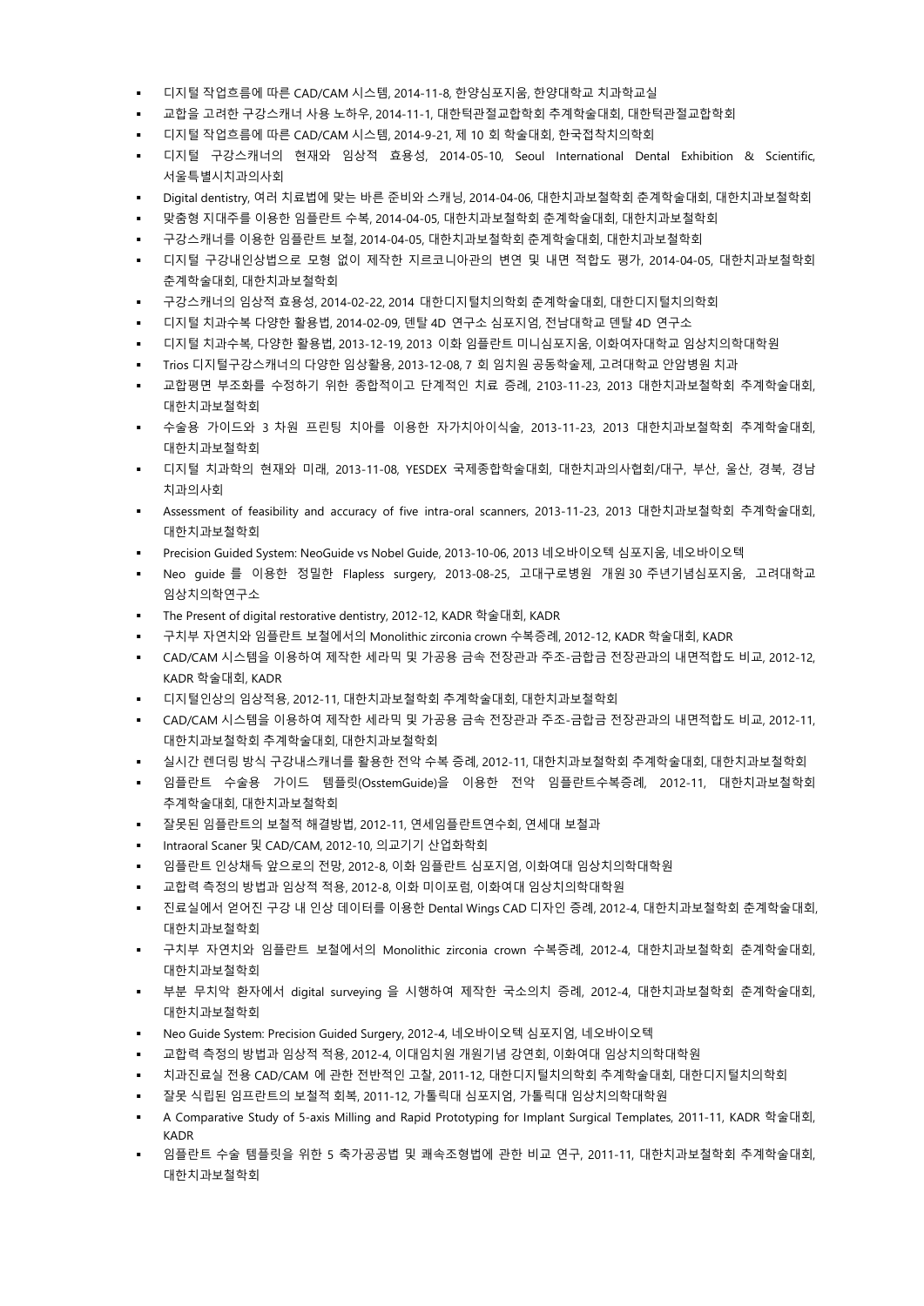- 디지털 작업흐름에 따른 CAD/CAM 시스템, 2014-11-8, 한양심포지움, 한양대학교 치과학교실
- 교합을 고려한 구강스캐너 사용 노하우, 2014-11-1, 대한턱관절교합학회 추계학술대회, 대한턱관절교합학회
- 디지털 작업흐름에 따른 CAD/CAM 시스템, 2014-9-21, 제 10 회 학술대회, 한국접착치의학회
- 디지털 구강스캐너의 현재와 임상적 효용성, 2014-05-10, Seoul International Dental Exhibition & Scientific, 서울특별시치과의사회
- Digital dentistry, 여러 치료법에 맞는 바른 준비와 스캐닝, 2014-04-06, 대한치과보철학회 춘계학술대회, 대한치과보철학회
- 맞춤형 지대주를 이용한 임플란트 수복, 2014-04-05, 대한치과보철학회 춘계학술대회, 대한치과보철학회
- 구강스캐너를 이용한 임플란트 보철, 2014-04-05, 대한치과보철학회 춘계학술대회, 대한치과보철학회
- 디지털 구강내인상법으로 모형 없이 제작한 지르코니아관의 변연 및 내면 적합도 평가, 2014-04-05, 대한치과보철학회 춘계학술대회, 대한치과보철학회
- 구강스캐너의 임상적 효용성, 2014-02-22, 2014 대한디지털치의학회 춘계학술대회, 대한디지털치의학회
- 디지털 치과수복 다양한 활용법, 2014-02-09, 덴탈 4D 연구소 심포지엄, 전남대학교 덴탈 4D 연구소
- 디지털 치과수복, 다양한 활용법, 2013-12-19, 2013 이화 임플란트 미니심포지움, 이화여자대학교 임상치의학대학원
- Trios 디지털구강스캐너의 다양한 임상활용, 2013-12-08, 7 회 임치원 공동학술제, 고려대학교 안암병원 치과
- 교합평면 부조화를 수정하기 위한 종합적이고 단계적인 치료 증례, 2103-11-23, 2013 대한치과보철학회 추계학술대회, 대한치과보철학회
- 수술용 가이드와 3 차원 프린팅 치아를 이용한 자가치아이식술, 2013-11-23, 2013 대한치과보철학회 추계학술대회, 대한치과보철학회
- 디지털 치과학의 현재와 미래, 2013-11-08, YESDEX 국제종합학술대회, 대한치과의사협회/대구, 부산, 울산, 경북, 경남 치과의사회
- Assessment of feasibility and accuracy of five intra-oral scanners, 2013-11-23, 2013 대한치과보철학회 추계학술대회, 대한치과보철학회
- Precision Guided System: NeoGuide vs Nobel Guide, 2013-10-06, 2013 네오바이오텍 심포지움, 네오바이오텍
- Neo guide 를 이용한 정밀한 Flapless surgery, 2013-08-25, 고대구로병원 개원 30 주년기념심포지움, 고려대학교 임상치의학연구소
- The Present of digital restorative dentistry, 2012-12, KADR 학술대회, KADR
- 구치부 자연치와 임플란트 보철에서의 Monolithic zirconia crown 수복증례, 2012-12, KADR 학술대회, KADR
- CAD/CAM 시스템을 이용하여 제작한 세라믹 및 가공용 금속 전장관과 주조-금합금 전장관과의 내면적합도 비교, 2012-12, KADR 학술대회, KADR
- 디지털인상의 임상적용, 2012-11, 대한치과보철학회 추계학술대회, 대한치과보철학회
- CAD/CAM 시스템을 이용하여 제작한 세라믹 및 가공용 금속 전장관과 주조-금합금 전장관과의 내면적합도 비교, 2012-11, 대한치과보철학회 추계학술대회, 대한치과보철학회
- 실시간 렌더링 방식 구강내스캐너를 활용한 전악 수복 증례, 2012-11, 대한치과보철학회 추계학술대회, 대한치과보철학회
- 임플란트 수술용 가이드 템플릿(OsstemGuide)을 이용한 전악 임플란트수복증례, 2012-11, 대한치과보철학회 추계학술대회, 대한치과보철학회
- 잘못된 임플란트의 보철적 해결방법, 2012-11, 연세임플란트연수회, 연세대 보철과
- Intraoral Scaner 및 CAD/CAM, 2012-10, 의료기기 산업화학회
- 임플란트 인상채득 앞으로의 전망, 2012-8, 이화 임플란트 심포지엄, 이화여대 임상치의학대학원
- 교합력 측정의 방법과 임상적 적용, 2012-8, 이화 미이포럼, 이화여대 임상치의학대학원
- 진료실에서 얻어진 구강 내 인상 데이터를 이용한 Dental Wings CAD 디자인 증례, 2012-4, 대한치과보철학회 춘계학술대회, 대한치과보철학회
- 구치부 자연치와 임플란트 보철에서의 Monolithic zirconia crown 수복증례, 2012-4, 대한치과보철학회 춘계학술대회, 대한치과보철학회
- 부분 무치악 환자에서 digital surveying 을 시행하여 제작한 국소의치 증례, 2012-4, 대한치과보철학회 춘계학술대회, 대한치과보철학회
- Neo Guide System: Precision Guided Surgery, 2012-4, 네오바이오텍 심포지엄, 네오바이오텍
- 교합력 측정의 방법과 임상적 적용, 2012-4, 이대임치원 개원기념 강연회, 이화여대 임상치의학대학원
- 치과진료실 전용 CAD/CAM 에 관한 전반적인 고찰, 2011-12, 대한디지털치의학회 추계학술대회, 대한디지털치의학회
- 잘못 식립된 임프란트의 보철적 회복, 2011-12, 가톨릭대 심포지엄, 가톨릭대 임상치의학대학원
- A Comparative Study of 5-axis Milling and Rapid Prototyping for Implant Surgical Templates, 2011-11, KADR 학술대회, KADR
- 임플란트 수술 템플릿을 위한 5 축가공공법 및 쾌속조형법에 관한 비교 연구, 2011-11, 대한치과보철학회 추계학술대회, 대한치과보철학회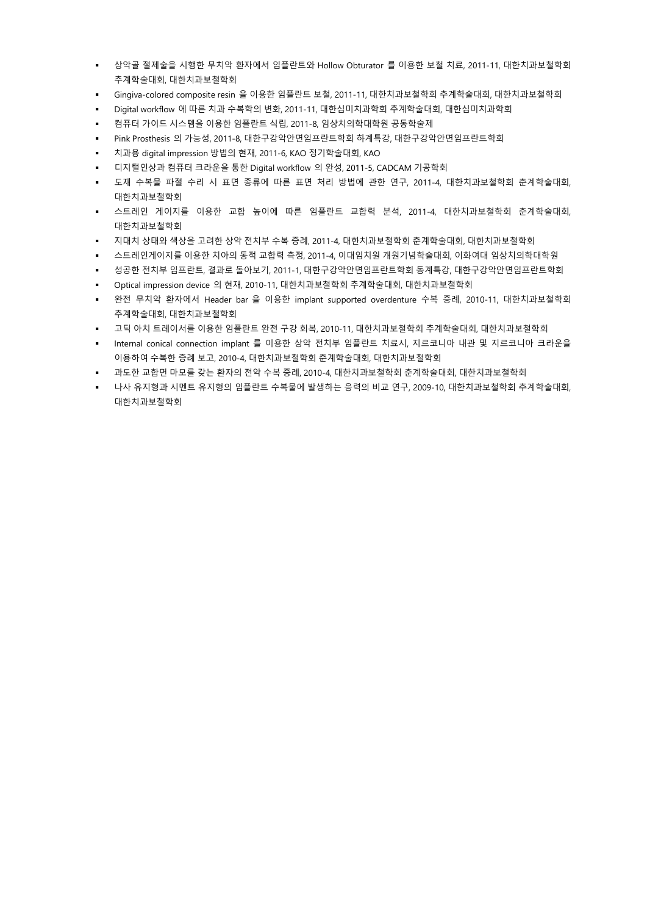- 상악골 절제술을 시행한 무치악 환자에서 임플란트와 Hollow Obturator 를 이용한 보철 치료, 2011-11, 대한치과보철학회 추계학술대회, 대한치과보철학회
- Gingiva-colored composite resin 을 이용한 임플란트 보철, 2011-11, 대한치과보철학회 추계학술대회, 대한치과보철학회
- Digital workflow 에 따른 치과 수복학의 변화, 2011-11, 대한심미치과학회 추계학술대회, 대한심미치과학회
- 컴퓨터 가이드 시스템을 이용한 임플란트 식립, 2011-8, 임상치의학대학원 공동학술제
- Pink Prosthesis 의 가능성, 2011-8, 대한구강악안면임프란트학회 하계특강, 대한구강악안면임프란트학회
- 치과용 digital impression 방법의 현재, 2011-6, KAO 정기학술대회, KAO
- 디지털인상과 컴퓨터 크라운을 통한 Digital workflow 의 완성, 2011-5, CADCAM 기공학회
- 도재 수복물 파절 수리 시 표면 종류에 따른 표면 처리 방법에 관한 연구, 2011-4, 대한치과보철학회 춘계학술대회, 대한치과보철학회
- 스트레인 게이지를 이용한 교합 높이에 따른 임플란트 교합력 분석, 2011-4, 대한치과보철학회 춘계학술대회, 대한치과보철학회
- 지대치 상태와 색상을 고려한 상악 전치부 수복 증례, 2011-4, 대한치과보철학회 춘계학술대회, 대한치과보철학회
- 스트레인게이지를 이용한 치아의 동적 교합력 측정, 2011-4, 이대임치원 개원기념학술대회, 이화여대 임상치의학대학원
- 성공한 전치부 임프란트, 결과로 돌아보기, 2011-1, 대한구강악안면임프란트학회 동계특강, 대한구강악안면임프란트학회
- Optical impression device 의 현재, 2010-11, 대한치과보철학회 추계학술대회, 대한치과보철학회
- 완전 무치악 환자에서 Header bar 을 이용한 implant supported overdenture 수복 증례, 2010-11, 대한치과보철학회 추계학술대회, 대한치과보철학회
- 고딕 아치 트레이서를 이용한 임플란트 완전 구강 회복, 2010-11, 대한치과보철학회 추계학술대회, 대한치과보철학회
- Internal conical connection implant 를 이용한 상악 전치부 임플란트 치료시, 지르코니아 내관 및 지르코니아 크라운을 이용하여 수복한 증례 보고, 2010-4, 대한치과보철학회 춘계학술대회, 대한치과보철학회
- 과도한 교합면 마모를 갖는 환자의 전악 수복 증례, 2010-4, 대한치과보철학회 춘계학술대회, 대한치과보철학회
- 나사 유지형과 시멘트 유지형의 임플란트 수복물에 발생하는 응력의 비교 연구, 2009-10, 대한치과보철학회 추계학술대회, 대한치과보철학회